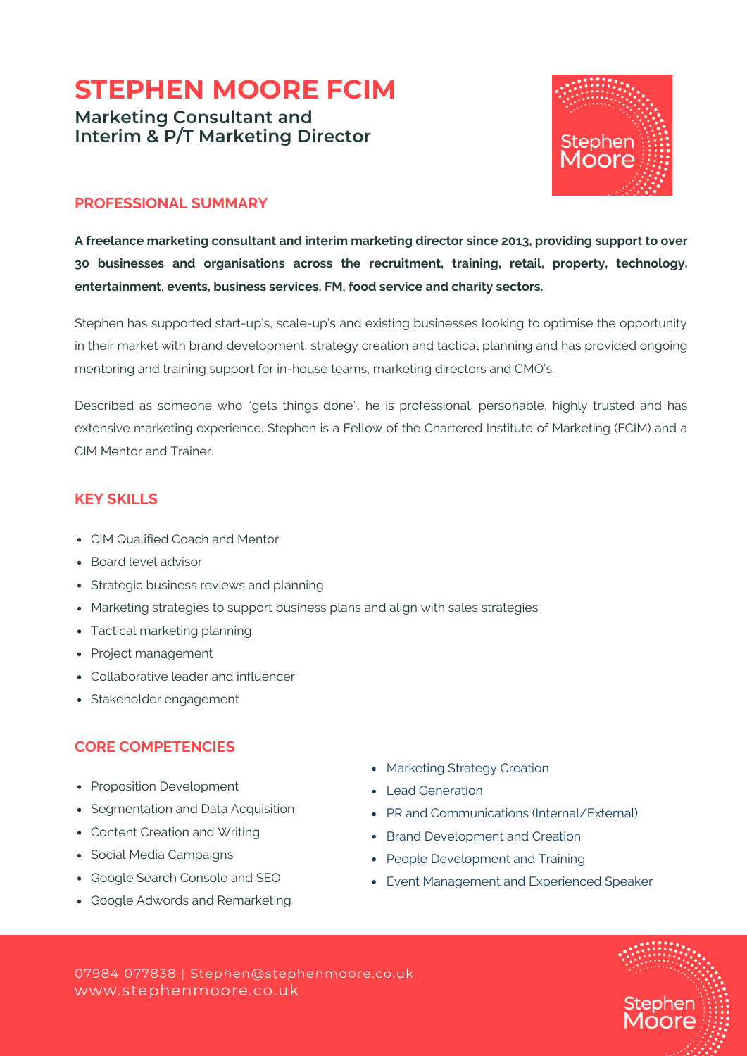# STEPHEN MOORE FCIM

## Marketing Consultant and Interim & P/T Marketing Director

### PROFESSIONAL SUMMARY

**A freelance marketing consultant and interim marketing director since 2013, providing support to over 30 businesses and organisations across the recruitment, training, retail, property, technology, entertainment, events, business services, FM, food service and charity sectors.**

Stephen has supported start-up's, scale-up's and existing businesses looking to optimise the opportunity in their market with brand development, strategy creation and tactical planning and has provided ongoing mentoring and training support for in-house teams, marketing directors and CMO's.

Described as someone who "gets things done", he is professional, personable, highly trusted and has extensive marketing experience. Stephen is a Fellow of the Chartered Institute of Marketing (FCIM) and a CIM Mentor and Trainer.

### KEY SKILLS

- CIM Qualified Coach and Mentor
- Board level advisor
- Strategic business reviews and planning
- Marketing strategies to support business plans and align with sales strategies
- Tactical marketing planning
- Project management
- Collaborative leader and influencer
- Stakeholder engagement

### CORE COMPETENCIES

- Proposition Development
- Segmentation and Data Acquisition
- Content Creation and Writing
- Social Media Campaigns
- Google Search Console and SEO
- Google Adwords and Remarketing
- Marketing Strategy Creation
- Lead Generation
- PR and Communications (Internal/External)
- Brand Development and Creation
- People Development and Training
- Event Management and Experienced Speaker

07984 077838 | Stephen@stephenmoore.co.uk
www.stephenmoore.co.uk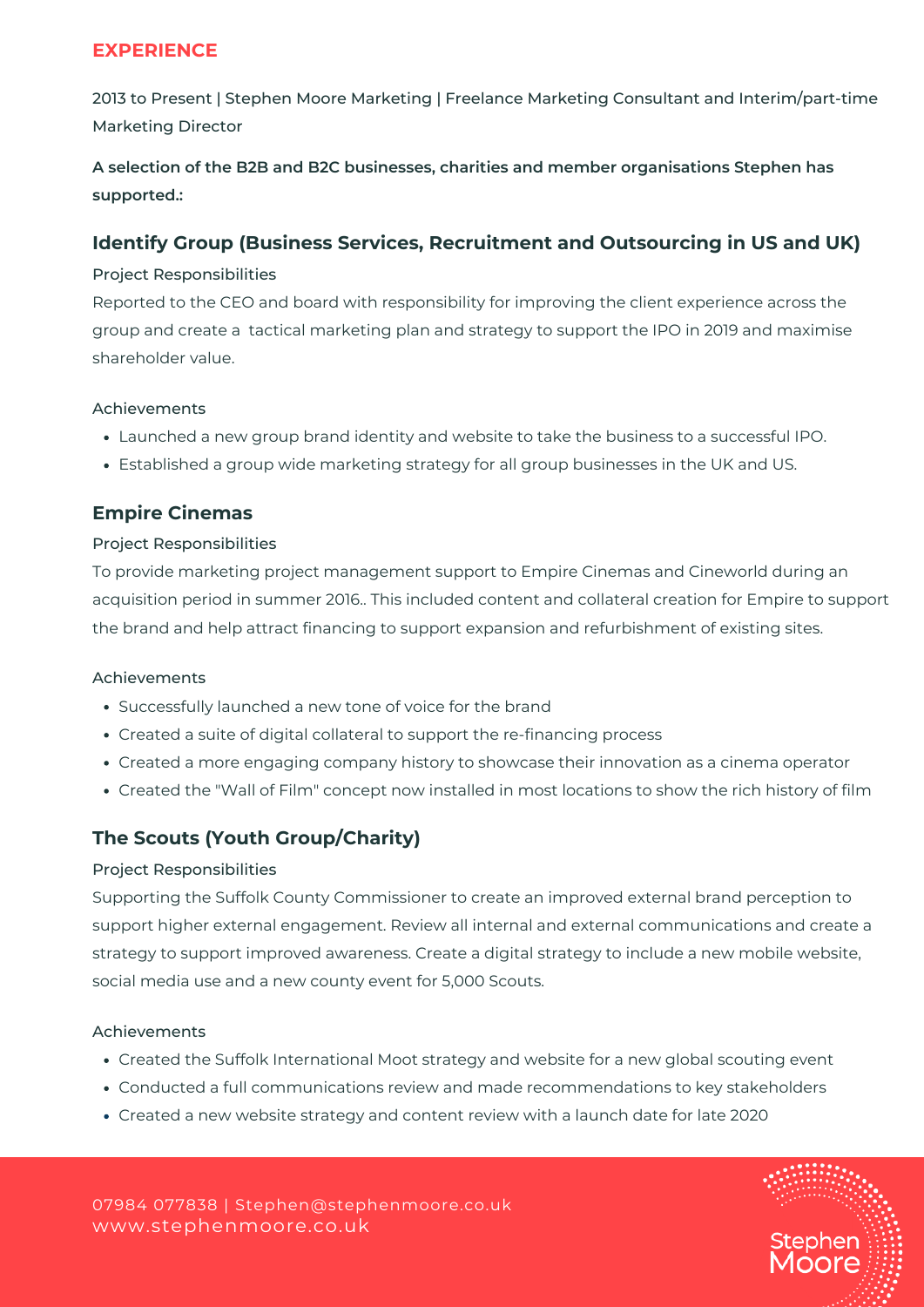## EXPERIENCE

2013 to Present | Stephen Moore Marketing | Freelance Marketing Consultant and Interim/part-time Marketing Director

**A selection of the B2B and B2C businesses, charities and member organisations Stephen has supported.:**

### Identify Group (Business Services, Recruitment and Outsourcing in US and UK)

Project Responsibilities

Reported to the CEO and board with responsibility for improving the client experience across the group and create a tactical marketing plan and strategy to support the IPO in 2019 and maximise shareholder value.

Achievements

- Launched a new group brand identity and website to take the business to a successful IPO.
- Established a group wide marketing strategy for all group businesses in the UK and US.

### Empire Cinemas

Project Responsibilities

To provide marketing project management support to Empire Cinemas and Cineworld during an acquisition period in summer 2016.. This included content and collateral creation for Empire to support the brand and help attract financing to support expansion and refurbishment of existing sites.

Achievements

- Successfully launched a new tone of voice for the brand
- Created a suite of digital collateral to support the re-financing process
- Created a more engaging company history to showcase their innovation as a cinema operator
- Created the "Wall of Film" concept now installed in most locations to show the rich history of film

### The Scouts (Youth Group/Charity)

Project Responsibilities

Supporting the Suffolk County Commissioner to create an improved external brand perception to support higher external engagement. Review all internal and external communications and create a strategy to support improved awareness. Create a digital strategy to include a new mobile website, social media use and a new county event for 5,000 Scouts.

Achievements

- Created the Suffolk International Moot strategy and website for a new global scouting event
- Conducted a full communications review and made recommendations to key stakeholders
- Created a new website strategy and content review with a launch date for late 2020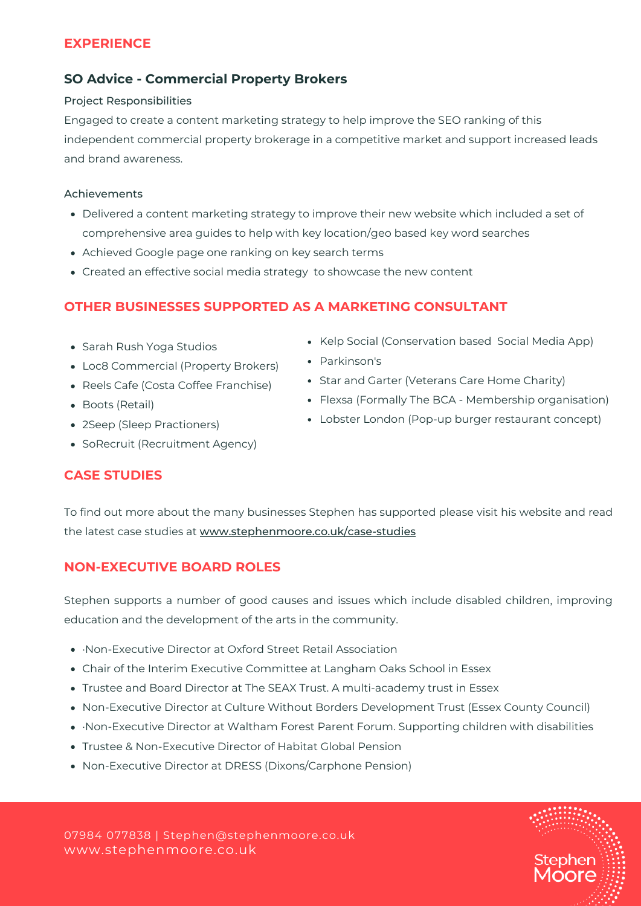## EXPERIENCE

### SO Advice - Commercial Property Brokers

Project Responsibilities

Engaged to create a content marketing strategy to help improve the SEO ranking of this independent commercial property brokerage in a competitive market and support increased leads and brand awareness.

Achievements

- Delivered a content marketing strategy to improve their new website which included a set of comprehensive area guides to help with key location/geo based key word searches
- Achieved Google page one ranking on key search terms
- Created an effective social media strategy to showcase the new content

## OTHER BUSINESSES SUPPORTED AS A MARKETING CONSULTANT

- Sarah Rush Yoga Studios
- Loc8 Commercial (Property Brokers)
- Reels Cafe (Costa Coffee Franchise)
- Boots (Retail)
- 2Seep (Sleep Practioners)
- SoRecruit (Recruitment Agency)
- Kelp Social (Conservation based Social Media App)
- Parkinson's
- Star and Garter (Veterans Care Home Charity)
- Flexsa (Formally The BCA - Membership organisation)
- Lobster London (Pop-up burger restaurant concept)

## CASE STUDIES

To find out more about the many businesses Stephen has supported please visit his website and read the latest case studies at www.stephenmoore.co.uk/case-studies

## NON-EXECUTIVE BOARD ROLES

Stephen supports a number of good causes and issues which include disabled children, improving education and the development of the arts in the community.

- ·Non-Executive Director at Oxford Street Retail Association
- Chair of the Interim Executive Committee at Langham Oaks School in Essex
- Trustee and Board Director at The SEAX Trust. A multi-academy trust in Essex
- Non-Executive Director at Culture Without Borders Development Trust (Essex County Council)
- ·Non-Executive Director at Waltham Forest Parent Forum. Supporting children with disabilities
- Trustee & Non-Executive Director of Habitat Global Pension
- Non-Executive Director at DRESS (Dixons/Carphone Pension)

07984 077838 | Stephen@stephenmoore.co.uk
www.stephenmoore.co.uk

Stephen Moore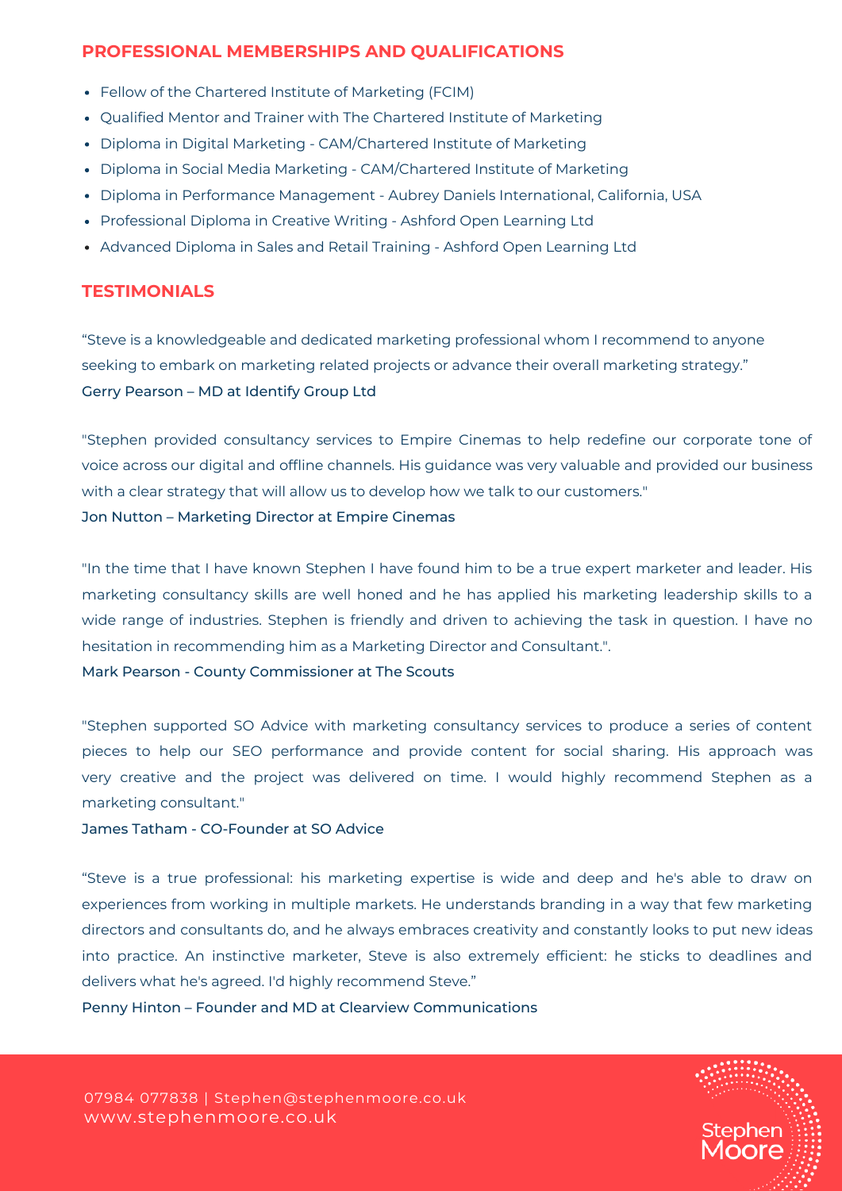## PROFESSIONAL MEMBERSHIPS AND QUALIFICATIONS

- Fellow of the Chartered Institute of Marketing (FCIM)
- Qualified Mentor and Trainer with The Chartered Institute of Marketing
- Diploma in Digital Marketing - CAM/Chartered Institute of Marketing
- Diploma in Social Media Marketing - CAM/Chartered Institute of Marketing
- Diploma in Performance Management - Aubrey Daniels International, California, USA
- Professional Diploma in Creative Writing - Ashford Open Learning Ltd
- Advanced Diploma in Sales and Retail Training - Ashford Open Learning Ltd

## TESTIMONIALS

"Steve is a knowledgeable and dedicated marketing professional whom I recommend to anyone seeking to embark on marketing related projects or advance their overall marketing strategy."
Gerry Pearson – MD at Identify Group Ltd

"Stephen provided consultancy services to Empire Cinemas to help redefine our corporate tone of voice across our digital and offline channels. His guidance was very valuable and provided our business with a clear strategy that will allow us to develop how we talk to our customers."
Jon Nutton – Marketing Director at Empire Cinemas

"In the time that I have known Stephen I have found him to be a true expert marketer and leader. His marketing consultancy skills are well honed and he has applied his marketing leadership skills to a wide range of industries. Stephen is friendly and driven to achieving the task in question. I have no hesitation in recommending him as a Marketing Director and Consultant.".
Mark Pearson - County Commissioner at The Scouts

"Stephen supported SO Advice with marketing consultancy services to produce a series of content pieces to help our SEO performance and provide content for social sharing. His approach was very creative and the project was delivered on time. I would highly recommend Stephen as a marketing consultant."
James Tatham - CO-Founder at SO Advice

"Steve is a true professional: his marketing expertise is wide and deep and he's able to draw on experiences from working in multiple markets. He understands branding in a way that few marketing directors and consultants do, and he always embraces creativity and constantly looks to put new ideas into practice. An instinctive marketer, Steve is also extremely efficient: he sticks to deadlines and delivers what he's agreed. I'd highly recommend Steve."
Penny Hinton – Founder and MD at Clearview Communications

07984 077838 | Stephen@stephenmoore.co.uk
www.stephenmoore.co.uk

Stephen Moore